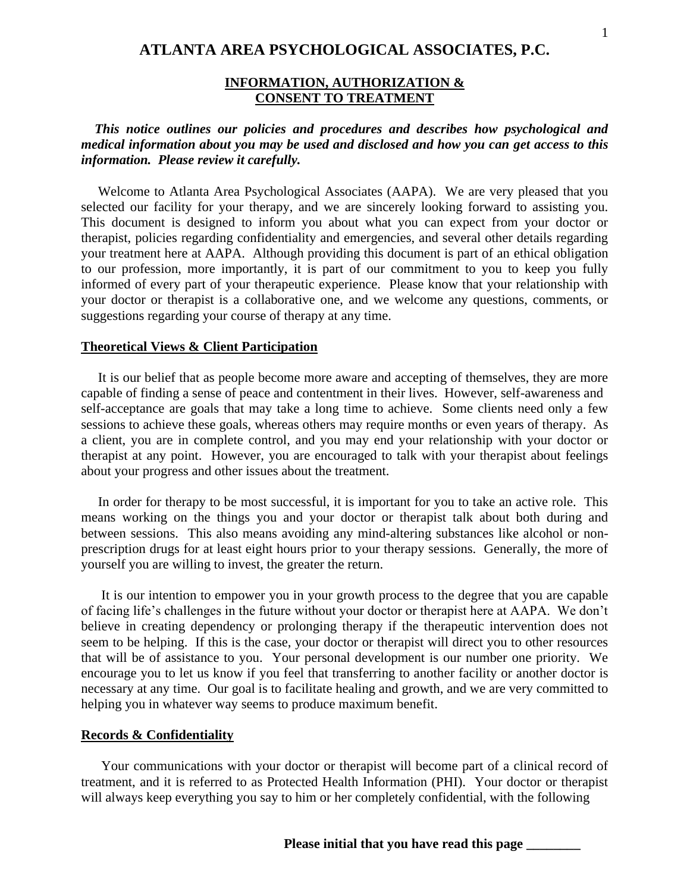# ATLANTA AREA PSYCHOLOGICAL ASSOCIATES, P.C.

## INFORMATION, AUTHORIZATION & CONSENT TO TREATMENT

***This notice outlines our policies and procedures and describes how psychological and medical information about you may be used and disclosed and how you can get access to this information. Please review it carefully.***

Welcome to Atlanta Area Psychological Associates (AAPA). We are very pleased that you selected our facility for your therapy, and we are sincerely looking forward to assisting you. This document is designed to inform you about what you can expect from your doctor or therapist, policies regarding confidentiality and emergencies, and several other details regarding your treatment here at AAPA. Although providing this document is part of an ethical obligation to our profession, more importantly, it is part of our commitment to you to keep you fully informed of every part of your therapeutic experience. Please know that your relationship with your doctor or therapist is a collaborative one, and we welcome any questions, comments, or suggestions regarding your course of therapy at any time.

### Theoretical Views & Client Participation

It is our belief that as people become more aware and accepting of themselves, they are more capable of finding a sense of peace and contentment in their lives. However, self-awareness and self-acceptance are goals that may take a long time to achieve. Some clients need only a few sessions to achieve these goals, whereas others may require months or even years of therapy. As a client, you are in complete control, and you may end your relationship with your doctor or therapist at any point. However, you are encouraged to talk with your therapist about feelings about your progress and other issues about the treatment.

In order for therapy to be most successful, it is important for you to take an active role. This means working on the things you and your doctor or therapist talk about both during and between sessions. This also means avoiding any mind-altering substances like alcohol or non-prescription drugs for at least eight hours prior to your therapy sessions. Generally, the more of yourself you are willing to invest, the greater the return.

It is our intention to empower you in your growth process to the degree that you are capable of facing life's challenges in the future without your doctor or therapist here at AAPA. We don't believe in creating dependency or prolonging therapy if the therapeutic intervention does not seem to be helping. If this is the case, your doctor or therapist will direct you to other resources that will be of assistance to you. Your personal development is our number one priority. We encourage you to let us know if you feel that transferring to another facility or another doctor is necessary at any time. Our goal is to facilitate healing and growth, and we are very committed to helping you in whatever way seems to produce maximum benefit.

### Records & Confidentiality

Your communications with your doctor or therapist will become part of a clinical record of treatment, and it is referred to as Protected Health Information (PHI). Your doctor or therapist will always keep everything you say to him or her completely confidential, with the following

**Please initial that you have read this page ________**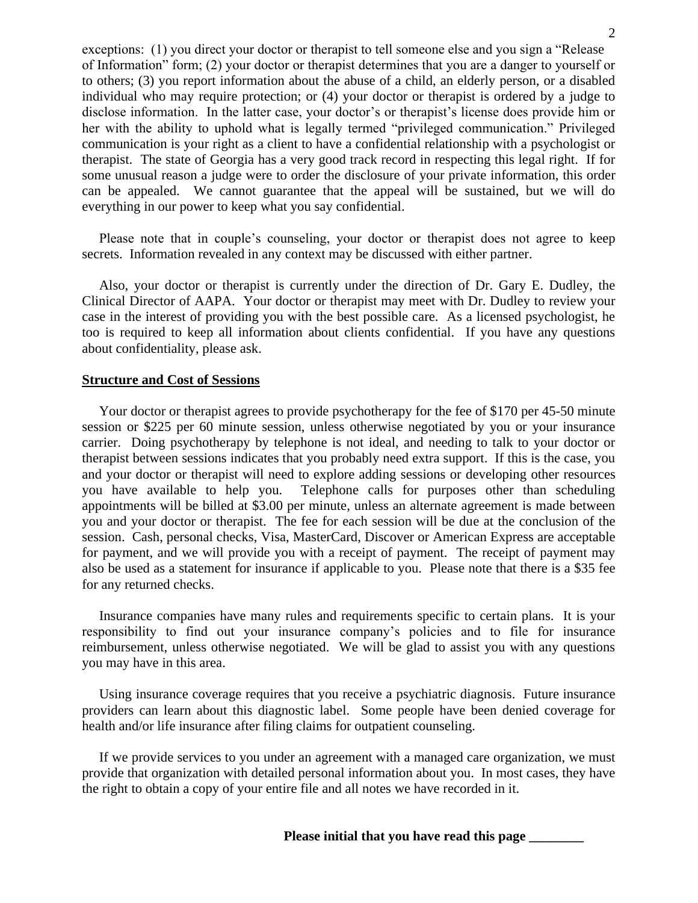exceptions: (1) you direct your doctor or therapist to tell someone else and you sign a "Release of Information" form; (2) your doctor or therapist determines that you are a danger to yourself or to others; (3) you report information about the abuse of a child, an elderly person, or a disabled individual who may require protection; or (4) your doctor or therapist is ordered by a judge to disclose information. In the latter case, your doctor's or therapist's license does provide him or her with the ability to uphold what is legally termed "privileged communication." Privileged communication is your right as a client to have a confidential relationship with a psychologist or therapist. The state of Georgia has a very good track record in respecting this legal right. If for some unusual reason a judge were to order the disclosure of your private information, this order can be appealed. We cannot guarantee that the appeal will be sustained, but we will do everything in our power to keep what you say confidential.

Please note that in couple's counseling, your doctor or therapist does not agree to keep secrets. Information revealed in any context may be discussed with either partner.

Also, your doctor or therapist is currently under the direction of Dr. Gary E. Dudley, the Clinical Director of AAPA. Your doctor or therapist may meet with Dr. Dudley to review your case in the interest of providing you with the best possible care. As a licensed psychologist, he too is required to keep all information about clients confidential. If you have any questions about confidentiality, please ask.

**Structure and Cost of Sessions**

Your doctor or therapist agrees to provide psychotherapy for the fee of $170 per 45-50 minute session or $225 per 60 minute session, unless otherwise negotiated by you or your insurance carrier. Doing psychotherapy by telephone is not ideal, and needing to talk to your doctor or therapist between sessions indicates that you probably need extra support. If this is the case, you and your doctor or therapist will need to explore adding sessions or developing other resources you have available to help you. Telephone calls for purposes other than scheduling appointments will be billed at $3.00 per minute, unless an alternate agreement is made between you and your doctor or therapist. The fee for each session will be due at the conclusion of the session. Cash, personal checks, Visa, MasterCard, Discover or American Express are acceptable for payment, and we will provide you with a receipt of payment. The receipt of payment may also be used as a statement for insurance if applicable to you. Please note that there is a $35 fee for any returned checks.

Insurance companies have many rules and requirements specific to certain plans. It is your responsibility to find out your insurance company's policies and to file for insurance reimbursement, unless otherwise negotiated. We will be glad to assist you with any questions you may have in this area.

Using insurance coverage requires that you receive a psychiatric diagnosis. Future insurance providers can learn about this diagnostic label. Some people have been denied coverage for health and/or life insurance after filing claims for outpatient counseling.

If we provide services to you under an agreement with a managed care organization, we must provide that organization with detailed personal information about you. In most cases, they have the right to obtain a copy of your entire file and all notes we have recorded in it.

**Please initial that you have read this page ________**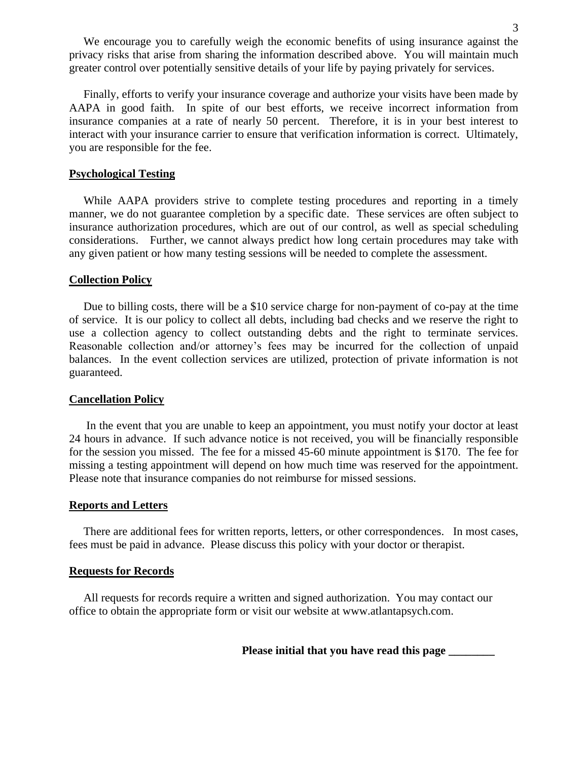We encourage you to carefully weigh the economic benefits of using insurance against the privacy risks that arise from sharing the information described above. You will maintain much greater control over potentially sensitive details of your life by paying privately for services.

Finally, efforts to verify your insurance coverage and authorize your visits have been made by AAPA in good faith. In spite of our best efforts, we receive incorrect information from insurance companies at a rate of nearly 50 percent. Therefore, it is in your best interest to interact with your insurance carrier to ensure that verification information is correct. Ultimately, you are responsible for the fee.

**Psychological Testing**

While AAPA providers strive to complete testing procedures and reporting in a timely manner, we do not guarantee completion by a specific date. These services are often subject to insurance authorization procedures, which are out of our control, as well as special scheduling considerations. Further, we cannot always predict how long certain procedures may take with any given patient or how many testing sessions will be needed to complete the assessment.

**Collection Policy**

Due to billing costs, there will be a $10 service charge for non-payment of co-pay at the time of service. It is our policy to collect all debts, including bad checks and we reserve the right to use a collection agency to collect outstanding debts and the right to terminate services. Reasonable collection and/or attorney's fees may be incurred for the collection of unpaid balances. In the event collection services are utilized, protection of private information is not guaranteed.

**Cancellation Policy**

In the event that you are unable to keep an appointment, you must notify your doctor at least 24 hours in advance. If such advance notice is not received, you will be financially responsible for the session you missed. The fee for a missed 45-60 minute appointment is $170. The fee for missing a testing appointment will depend on how much time was reserved for the appointment. Please note that insurance companies do not reimburse for missed sessions.

**Reports and Letters**

There are additional fees for written reports, letters, or other correspondences. In most cases, fees must be paid in advance. Please discuss this policy with your doctor or therapist.

**Requests for Records**

All requests for records require a written and signed authorization. You may contact our office to obtain the appropriate form or visit our website at www.atlantapsych.com.

**Please initial that you have read this page ________**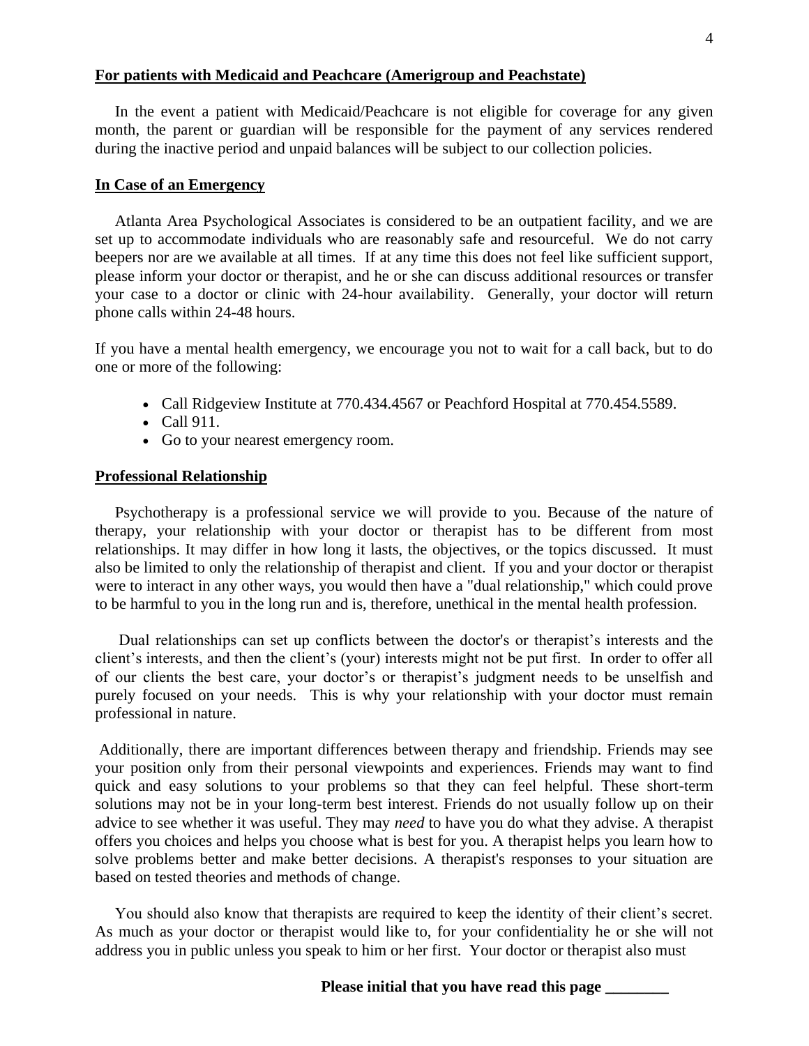**For patients with Medicaid and Peachcare (Amerigroup and Peachstate)**

In the event a patient with Medicaid/Peachcare is not eligible for coverage for any given month, the parent or guardian will be responsible for the payment of any services rendered during the inactive period and unpaid balances will be subject to our collection policies.

**In Case of an Emergency**

Atlanta Area Psychological Associates is considered to be an outpatient facility, and we are set up to accommodate individuals who are reasonably safe and resourceful. We do not carry beepers nor are we available at all times. If at any time this does not feel like sufficient support, please inform your doctor or therapist, and he or she can discuss additional resources or transfer your case to a doctor or clinic with 24-hour availability. Generally, your doctor will return phone calls within 24-48 hours.

If you have a mental health emergency, we encourage you not to wait for a call back, but to do one or more of the following:

- Call Ridgeview Institute at 770.434.4567 or Peachford Hospital at 770.454.5589.
- Call 911.
- Go to your nearest emergency room.

**Professional Relationship**

Psychotherapy is a professional service we will provide to you. Because of the nature of therapy, your relationship with your doctor or therapist has to be different from most relationships. It may differ in how long it lasts, the objectives, or the topics discussed. It must also be limited to only the relationship of therapist and client. If you and your doctor or therapist were to interact in any other ways, you would then have a "dual relationship," which could prove to be harmful to you in the long run and is, therefore, unethical in the mental health profession.

Dual relationships can set up conflicts between the doctor's or therapist's interests and the client's interests, and then the client's (your) interests might not be put first. In order to offer all of our clients the best care, your doctor's or therapist's judgment needs to be unselfish and purely focused on your needs. This is why your relationship with your doctor must remain professional in nature.

Additionally, there are important differences between therapy and friendship. Friends may see your position only from their personal viewpoints and experiences. Friends may want to find quick and easy solutions to your problems so that they can feel helpful. These short-term solutions may not be in your long-term best interest. Friends do not usually follow up on their advice to see whether it was useful. They may *need* to have you do what they advise. A therapist offers you choices and helps you choose what is best for you. A therapist helps you learn how to solve problems better and make better decisions. A therapist's responses to your situation are based on tested theories and methods of change.

You should also know that therapists are required to keep the identity of their client's secret. As much as your doctor or therapist would like to, for your confidentiality he or she will not address you in public unless you speak to him or her first. Your doctor or therapist also must

**Please initial that you have read this page ________**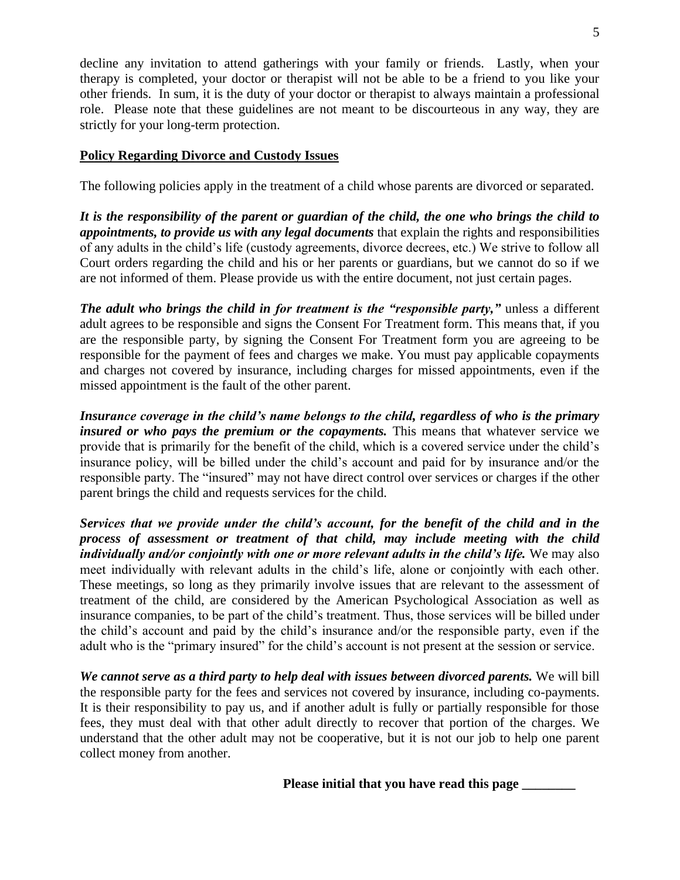decline any invitation to attend gatherings with your family or friends.  Lastly, when your therapy is completed, your doctor or therapist will not be able to be a friend to you like your other friends.  In sum, it is the duty of your doctor or therapist to always maintain a professional role.  Please note that these guidelines are not meant to be discourteous in any way, they are strictly for your long-term protection.

## Policy Regarding Divorce and Custody Issues

The following policies apply in the treatment of a child whose parents are divorced or separated.

***It is the responsibility of the parent or guardian of the child, the one who brings the child to appointments, to provide us with any legal documents*** that explain the rights and responsibilities of any adults in the child's life (custody agreements, divorce decrees, etc.) We strive to follow all Court orders regarding the child and his or her parents or guardians, but we cannot do so if we are not informed of them. Please provide us with the entire document, not just certain pages.

***The adult who brings the child in for treatment is the "responsible party,"*** unless a different adult agrees to be responsible and signs the Consent For Treatment form. This means that, if you are the responsible party, by signing the Consent For Treatment form you are agreeing to be responsible for the payment of fees and charges we make. You must pay applicable copayments and charges not covered by insurance, including charges for missed appointments, even if the missed appointment is the fault of the other parent.

***Insurance coverage in the child's name belongs to the child, regardless of who is the primary insured or who pays the premium or the copayments.*** This means that whatever service we provide that is primarily for the benefit of the child, which is a covered service under the child's insurance policy, will be billed under the child's account and paid for by insurance and/or the responsible party. The "insured" may not have direct control over services or charges if the other parent brings the child and requests services for the child.

***Services that we provide under the child's account, for the benefit of the child and in the process of assessment or treatment of that child, may include meeting with the child individually and/or conjointly with one or more relevant adults in the child's life.*** We may also meet individually with relevant adults in the child's life, alone or conjointly with each other. These meetings, so long as they primarily involve issues that are relevant to the assessment of treatment of the child, are considered by the American Psychological Association as well as insurance companies, to be part of the child's treatment. Thus, those services will be billed under the child's account and paid by the child's insurance and/or the responsible party, even if the adult who is the "primary insured" for the child's account is not present at the session or service.

***We cannot serve as a third party to help deal with issues between divorced parents.*** We will bill the responsible party for the fees and services not covered by insurance, including co-payments. It is their responsibility to pay us, and if another adult is fully or partially responsible for those fees, they must deal with that other adult directly to recover that portion of the charges. We understand that the other adult may not be cooperative, but it is not our job to help one parent collect money from another.

**Please initial that you have read this page ________**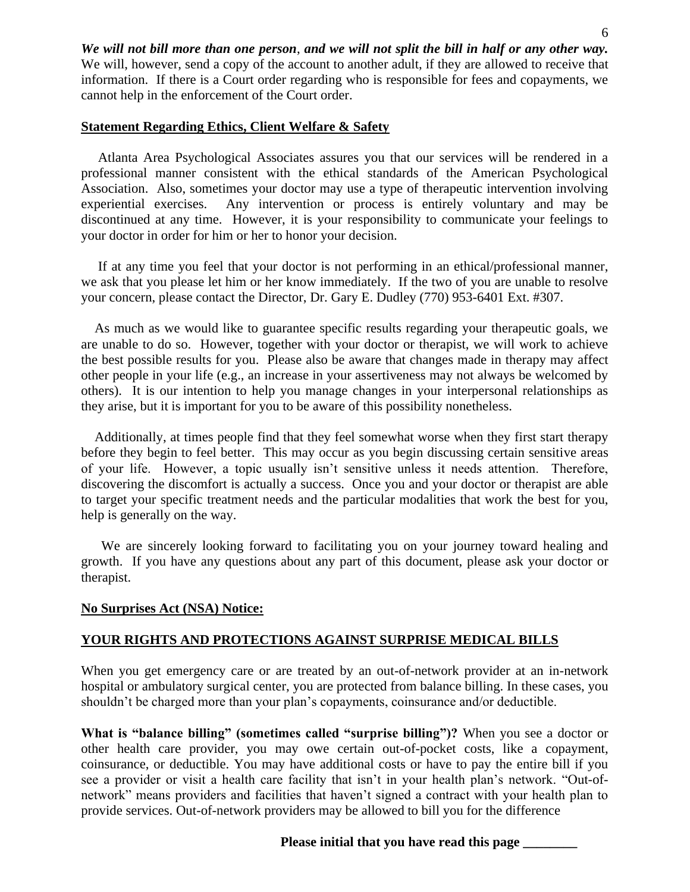***We will not bill more than one person*****,** ***and we will not split the bill in half or any other way.*** We will, however, send a copy of the account to another adult, if they are allowed to receive that information. If there is a Court order regarding who is responsible for fees and copayments, we cannot help in the enforcement of the Court order.

**Statement Regarding Ethics, Client Welfare & Safety**

Atlanta Area Psychological Associates assures you that our services will be rendered in a professional manner consistent with the ethical standards of the American Psychological Association. Also, sometimes your doctor may use a type of therapeutic intervention involving experiential exercises. Any intervention or process is entirely voluntary and may be discontinued at any time. However, it is your responsibility to communicate your feelings to your doctor in order for him or her to honor your decision.

If at any time you feel that your doctor is not performing in an ethical/professional manner, we ask that you please let him or her know immediately. If the two of you are unable to resolve your concern, please contact the Director, Dr. Gary E. Dudley (770) 953-6401 Ext. #307.

As much as we would like to guarantee specific results regarding your therapeutic goals, we are unable to do so. However, together with your doctor or therapist, we will work to achieve the best possible results for you. Please also be aware that changes made in therapy may affect other people in your life (e.g., an increase in your assertiveness may not always be welcomed by others). It is our intention to help you manage changes in your interpersonal relationships as they arise, but it is important for you to be aware of this possibility nonetheless.

Additionally, at times people find that they feel somewhat worse when they first start therapy before they begin to feel better. This may occur as you begin discussing certain sensitive areas of your life. However, a topic usually isn't sensitive unless it needs attention. Therefore, discovering the discomfort is actually a success. Once you and your doctor or therapist are able to target your specific treatment needs and the particular modalities that work the best for you, help is generally on the way.

We are sincerely looking forward to facilitating you on your journey toward healing and growth. If you have any questions about any part of this document, please ask your doctor or therapist.

**No Surprises Act (NSA) Notice:**

**YOUR RIGHTS AND PROTECTIONS AGAINST SURPRISE MEDICAL BILLS**

When you get emergency care or are treated by an out-of-network provider at an in-network hospital or ambulatory surgical center, you are protected from balance billing. In these cases, you shouldn't be charged more than your plan's copayments, coinsurance and/or deductible.

**What is "balance billing" (sometimes called "surprise billing")?** When you see a doctor or other health care provider, you may owe certain out-of-pocket costs, like a copayment, coinsurance, or deductible. You may have additional costs or have to pay the entire bill if you see a provider or visit a health care facility that isn't in your health plan's network. "Out-of-network" means providers and facilities that haven't signed a contract with your health plan to provide services. Out-of-network providers may be allowed to bill you for the difference

**Please initial that you have read this page ________**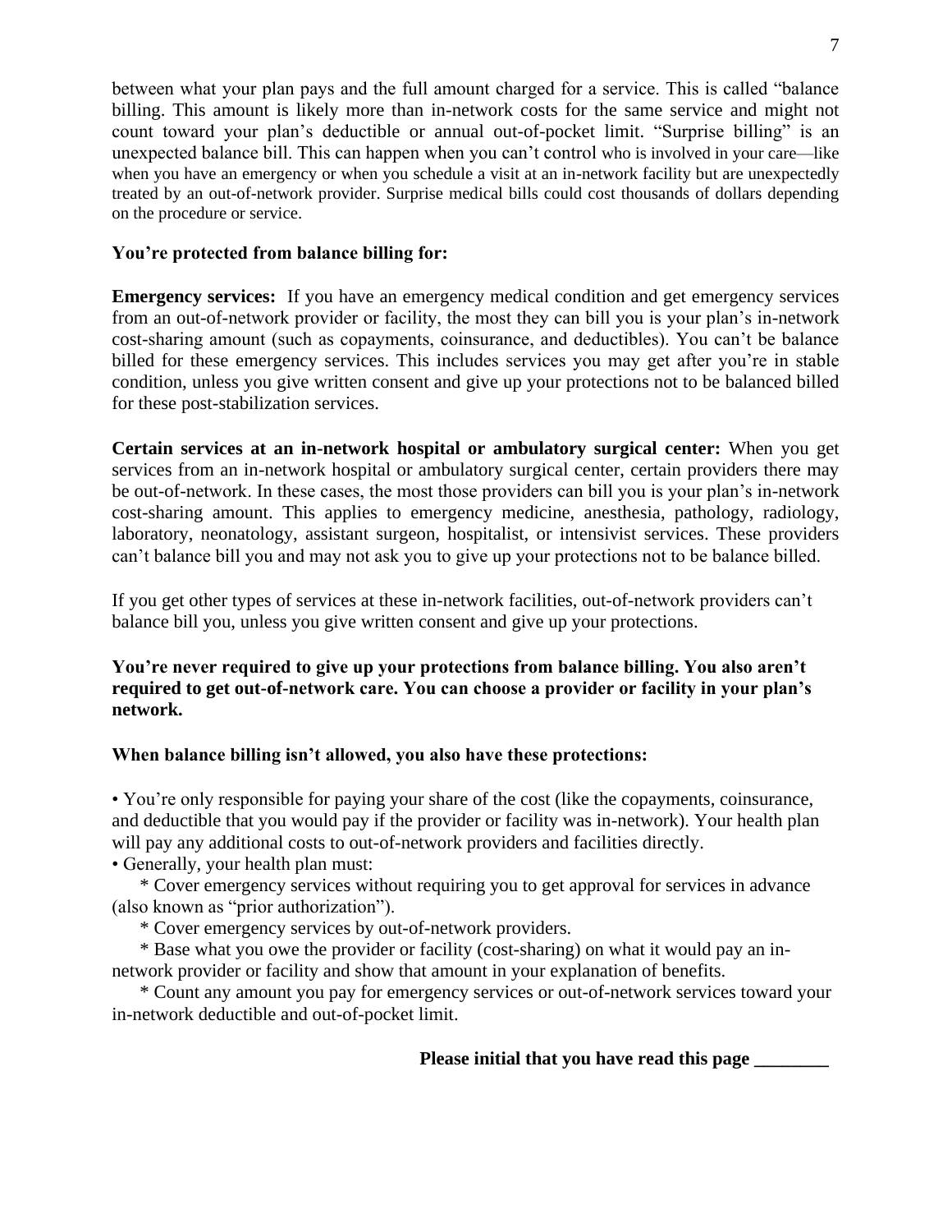between what your plan pays and the full amount charged for a service. This is called "balance billing. This amount is likely more than in-network costs for the same service and might not count toward your plan's deductible or annual out-of-pocket limit. "Surprise billing" is an unexpected balance bill. This can happen when you can't control who is involved in your care—like when you have an emergency or when you schedule a visit at an in-network facility but are unexpectedly treated by an out-of-network provider. Surprise medical bills could cost thousands of dollars depending on the procedure or service.

**You're protected from balance billing for:**

**Emergency services:** If you have an emergency medical condition and get emergency services from an out-of-network provider or facility, the most they can bill you is your plan's in-network cost-sharing amount (such as copayments, coinsurance, and deductibles). You can't be balance billed for these emergency services. This includes services you may get after you're in stable condition, unless you give written consent and give up your protections not to be balanced billed for these post-stabilization services.

**Certain services at an in-network hospital or ambulatory surgical center:** When you get services from an in-network hospital or ambulatory surgical center, certain providers there may be out-of-network. In these cases, the most those providers can bill you is your plan's in-network cost-sharing amount. This applies to emergency medicine, anesthesia, pathology, radiology, laboratory, neonatology, assistant surgeon, hospitalist, or intensivist services. These providers can't balance bill you and may not ask you to give up your protections not to be balance billed.

If you get other types of services at these in-network facilities, out-of-network providers can't balance bill you, unless you give written consent and give up your protections.

**You're never required to give up your protections from balance billing. You also aren't required to get out-of-network care. You can choose a provider or facility in your plan's network.**

**When balance billing isn't allowed, you also have these protections:**

- You're only responsible for paying your share of the cost (like the copayments, coinsurance, and deductible that you would pay if the provider or facility was in-network). Your health plan will pay any additional costs to out-of-network providers and facilities directly.
- Generally, your health plan must:
    - Cover emergency services without requiring you to get approval for services in advance (also known as "prior authorization").
    - Cover emergency services by out-of-network providers.
    - Base what you owe the provider or facility (cost-sharing) on what it would pay an in-network provider or facility and show that amount in your explanation of benefits.
    - Count any amount you pay for emergency services or out-of-network services toward your in-network deductible and out-of-pocket limit.

**Please initial that you have read this page ________**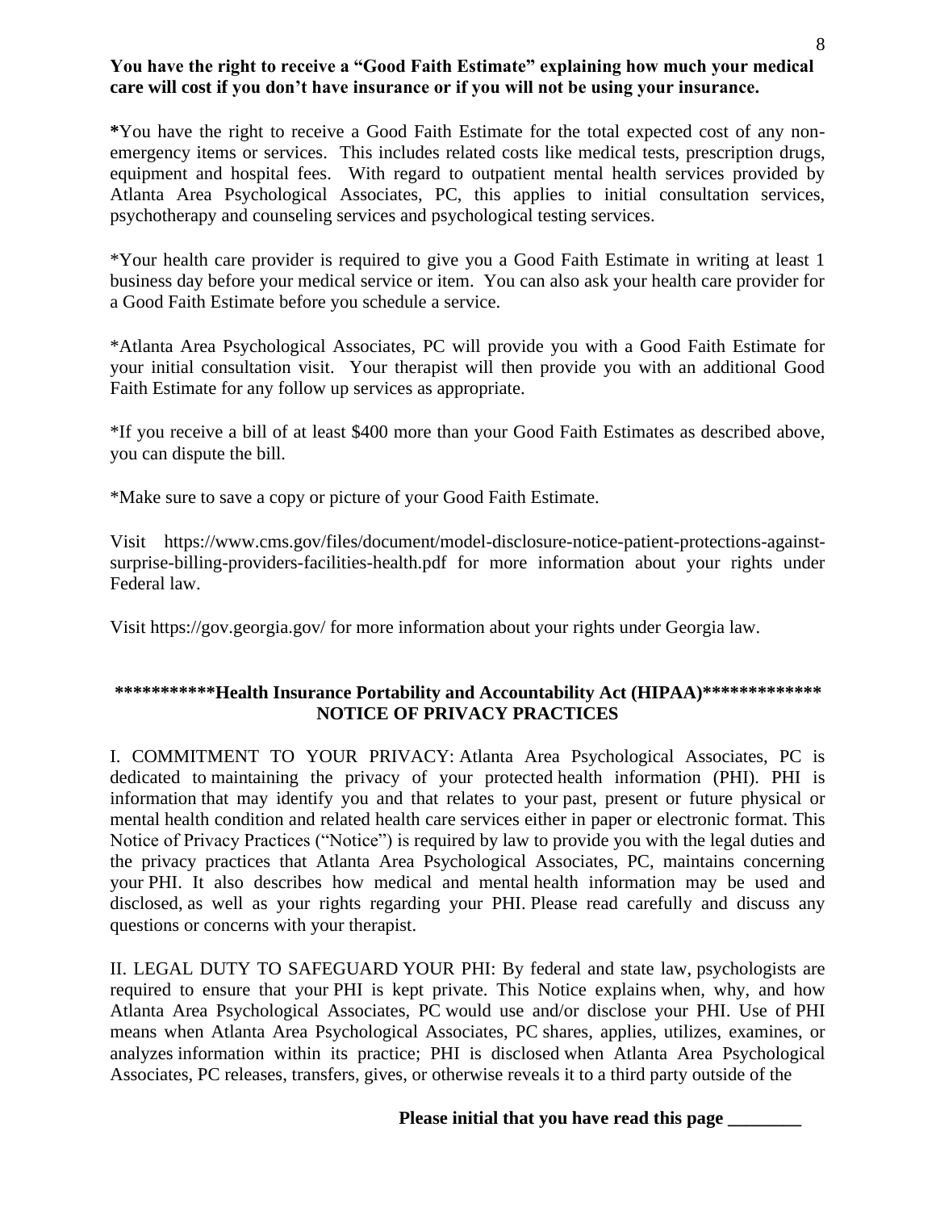**You have the right to receive a "Good Faith Estimate" explaining how much your medical care will cost if you don't have insurance or if you will not be using your insurance.**

***You have the right to receive a Good Faith Estimate for the total expected cost of any non-emergency items or services. This includes related costs like medical tests, prescription drugs, equipment and hospital fees. With regard to outpatient mental health services provided by Atlanta Area Psychological Associates, PC, this applies to initial consultation services, psychotherapy and counseling services and psychological testing services.

*Your health care provider is required to give you a Good Faith Estimate in writing at least 1 business day before your medical service or item. You can also ask your health care provider for a Good Faith Estimate before you schedule a service.

*Atlanta Area Psychological Associates, PC will provide you with a Good Faith Estimate for your initial consultation visit. Your therapist will then provide you with an additional Good Faith Estimate for any follow up services as appropriate.

*If you receive a bill of at least $400 more than your Good Faith Estimates as described above, you can dispute the bill.

*Make sure to save a copy or picture of your Good Faith Estimate.

Visit https://www.cms.gov/files/document/model-disclosure-notice-patient-protections-against-surprise-billing-providers-facilities-health.pdf for more information about your rights under Federal law.

Visit https://gov.georgia.gov/ for more information about your rights under Georgia law.

**\*\*\*\*\*\*\*\*\*\*\*Health Insurance Portability and Accountability Act (HIPAA)\*\*\*\*\*\*\*\*\*\*\*\*\***
**NOTICE OF PRIVACY PRACTICES**

I. COMMITMENT TO YOUR PRIVACY: Atlanta Area Psychological Associates, PC is dedicated to maintaining the privacy of your protected health information (PHI). PHI is information that may identify you and that relates to your past, present or future physical or mental health condition and related health care services either in paper or electronic format. This Notice of Privacy Practices ("Notice") is required by law to provide you with the legal duties and the privacy practices that Atlanta Area Psychological Associates, PC, maintains concerning your PHI. It also describes how medical and mental health information may be used and disclosed, as well as your rights regarding your PHI. Please read carefully and discuss any questions or concerns with your therapist.

II. LEGAL DUTY TO SAFEGUARD YOUR PHI: By federal and state law, psychologists are required to ensure that your PHI is kept private. This Notice explains when, why, and how Atlanta Area Psychological Associates, PC would use and/or disclose your PHI. Use of PHI means when Atlanta Area Psychological Associates, PC shares, applies, utilizes, examines, or analyzes information within its practice; PHI is disclosed when Atlanta Area Psychological Associates, PC releases, transfers, gives, or otherwise reveals it to a third party outside of the

**Please initial that you have read this page \_\_\_\_\_\_\_\_**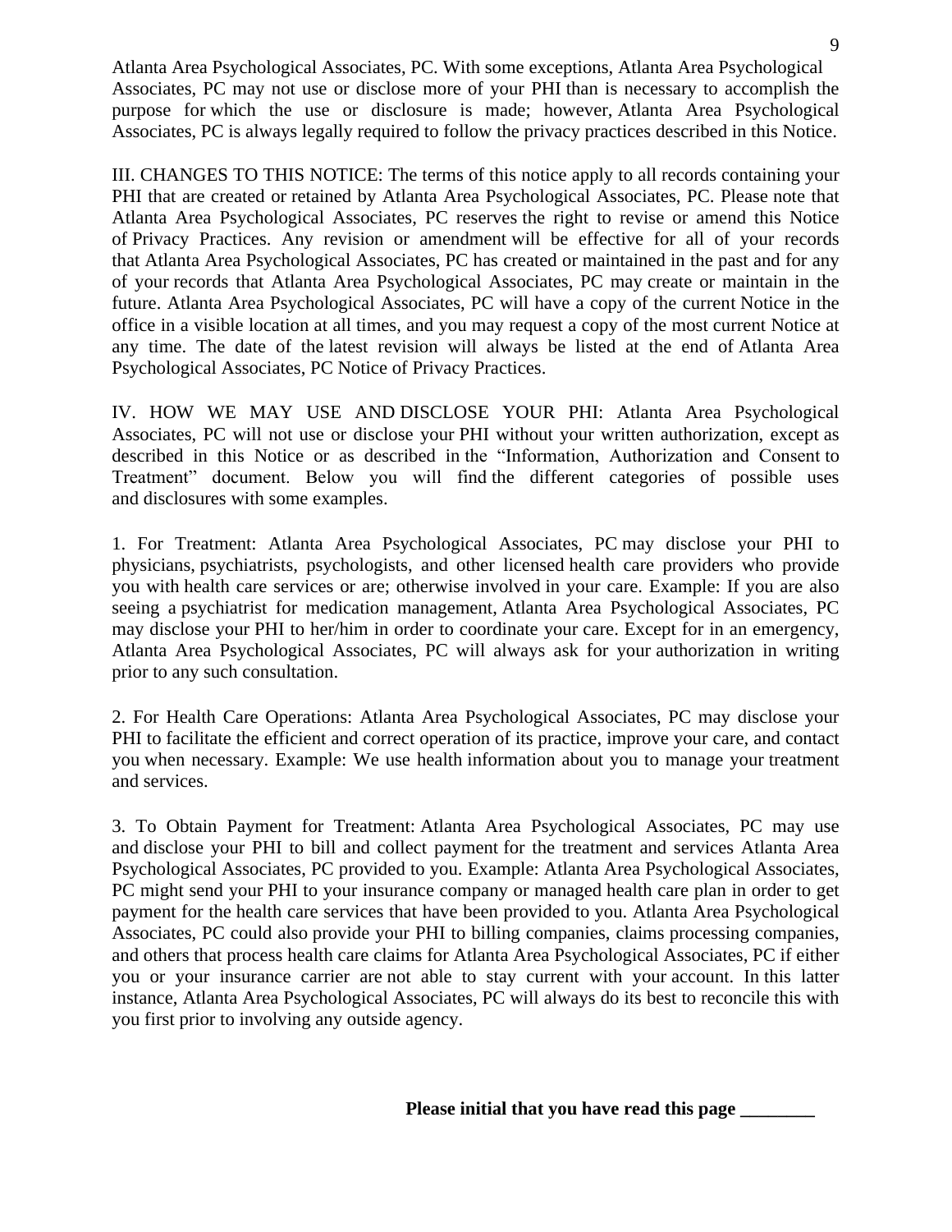Atlanta Area Psychological Associates, PC. With some exceptions, Atlanta Area Psychological Associates, PC may not use or disclose more of your PHI than is necessary to accomplish the purpose for which the use or disclosure is made; however, Atlanta Area Psychological Associates, PC is always legally required to follow the privacy practices described in this Notice.

III. CHANGES TO THIS NOTICE: The terms of this notice apply to all records containing your PHI that are created or retained by Atlanta Area Psychological Associates, PC. Please note that Atlanta Area Psychological Associates, PC reserves the right to revise or amend this Notice of Privacy Practices. Any revision or amendment will be effective for all of your records that Atlanta Area Psychological Associates, PC has created or maintained in the past and for any of your records that Atlanta Area Psychological Associates, PC may create or maintain in the future. Atlanta Area Psychological Associates, PC will have a copy of the current Notice in the office in a visible location at all times, and you may request a copy of the most current Notice at any time. The date of the latest revision will always be listed at the end of Atlanta Area Psychological Associates, PC Notice of Privacy Practices.

IV. HOW WE MAY USE AND DISCLOSE YOUR PHI: Atlanta Area Psychological Associates, PC will not use or disclose your PHI without your written authorization, except as described in this Notice or as described in the "Information, Authorization and Consent to Treatment" document. Below you will find the different categories of possible uses and disclosures with some examples.

1. For Treatment: Atlanta Area Psychological Associates, PC may disclose your PHI to physicians, psychiatrists, psychologists, and other licensed health care providers who provide you with health care services or are; otherwise involved in your care. Example: If you are also seeing a psychiatrist for medication management, Atlanta Area Psychological Associates, PC may disclose your PHI to her/him in order to coordinate your care. Except for in an emergency, Atlanta Area Psychological Associates, PC will always ask for your authorization in writing prior to any such consultation.

2. For Health Care Operations: Atlanta Area Psychological Associates, PC may disclose your PHI to facilitate the efficient and correct operation of its practice, improve your care, and contact you when necessary. Example: We use health information about you to manage your treatment and services.

3. To Obtain Payment for Treatment: Atlanta Area Psychological Associates, PC may use and disclose your PHI to bill and collect payment for the treatment and services Atlanta Area Psychological Associates, PC provided to you. Example: Atlanta Area Psychological Associates, PC might send your PHI to your insurance company or managed health care plan in order to get payment for the health care services that have been provided to you. Atlanta Area Psychological Associates, PC could also provide your PHI to billing companies, claims processing companies, and others that process health care claims for Atlanta Area Psychological Associates, PC if either you or your insurance carrier are not able to stay current with your account. In this latter instance, Atlanta Area Psychological Associates, PC will always do its best to reconcile this with you first prior to involving any outside agency.

**Please initial that you have read this page ________**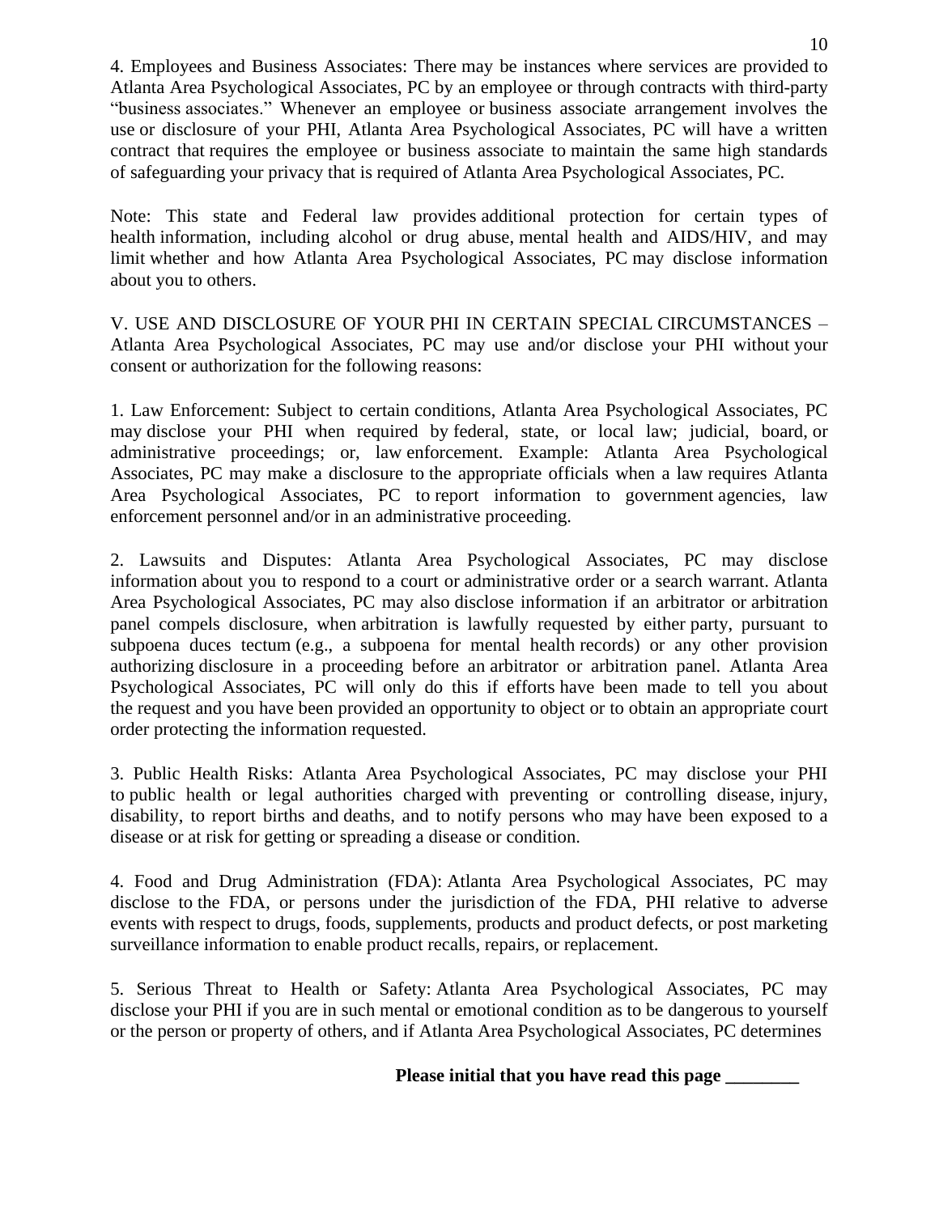4. Employees and Business Associates: There may be instances where services are provided to Atlanta Area Psychological Associates, PC by an employee or through contracts with third-party "business associates." Whenever an employee or business associate arrangement involves the use or disclosure of your PHI, Atlanta Area Psychological Associates, PC will have a written contract that requires the employee or business associate to maintain the same high standards of safeguarding your privacy that is required of Atlanta Area Psychological Associates, PC.

Note: This state and Federal law provides additional protection for certain types of health information, including alcohol or drug abuse, mental health and AIDS/HIV, and may limit whether and how Atlanta Area Psychological Associates, PC may disclose information about you to others.

V. USE AND DISCLOSURE OF YOUR PHI IN CERTAIN SPECIAL CIRCUMSTANCES – Atlanta Area Psychological Associates, PC may use and/or disclose your PHI without your consent or authorization for the following reasons:

1. Law Enforcement: Subject to certain conditions, Atlanta Area Psychological Associates, PC may disclose your PHI when required by federal, state, or local law; judicial, board, or administrative proceedings; or, law enforcement. Example: Atlanta Area Psychological Associates, PC may make a disclosure to the appropriate officials when a law requires Atlanta Area Psychological Associates, PC to report information to government agencies, law enforcement personnel and/or in an administrative proceeding.

2. Lawsuits and Disputes: Atlanta Area Psychological Associates, PC may disclose information about you to respond to a court or administrative order or a search warrant. Atlanta Area Psychological Associates, PC may also disclose information if an arbitrator or arbitration panel compels disclosure, when arbitration is lawfully requested by either party, pursuant to subpoena duces tectum (e.g., a subpoena for mental health records) or any other provision authorizing disclosure in a proceeding before an arbitrator or arbitration panel. Atlanta Area Psychological Associates, PC will only do this if efforts have been made to tell you about the request and you have been provided an opportunity to object or to obtain an appropriate court order protecting the information requested.

3. Public Health Risks: Atlanta Area Psychological Associates, PC may disclose your PHI to public health or legal authorities charged with preventing or controlling disease, injury, disability, to report births and deaths, and to notify persons who may have been exposed to a disease or at risk for getting or spreading a disease or condition.

4. Food and Drug Administration (FDA): Atlanta Area Psychological Associates, PC may disclose to the FDA, or persons under the jurisdiction of the FDA, PHI relative to adverse events with respect to drugs, foods, supplements, products and product defects, or post marketing surveillance information to enable product recalls, repairs, or replacement.

5. Serious Threat to Health or Safety: Atlanta Area Psychological Associates, PC may disclose your PHI if you are in such mental or emotional condition as to be dangerous to yourself or the person or property of others, and if Atlanta Area Psychological Associates, PC determines

**Please initial that you have read this page ________**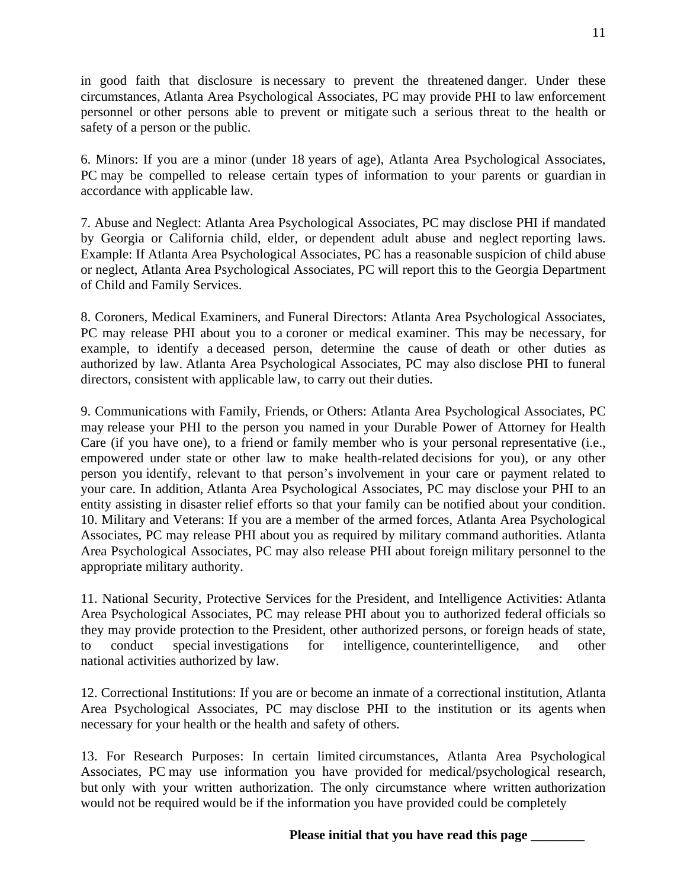in good faith that disclosure is necessary to prevent the threatened danger. Under these circumstances, Atlanta Area Psychological Associates, PC may provide PHI to law enforcement personnel or other persons able to prevent or mitigate such a serious threat to the health or safety of a person or the public.

6. Minors: If you are a minor (under 18 years of age), Atlanta Area Psychological Associates, PC may be compelled to release certain types of information to your parents or guardian in accordance with applicable law.

7. Abuse and Neglect: Atlanta Area Psychological Associates, PC may disclose PHI if mandated by Georgia or California child, elder, or dependent adult abuse and neglect reporting laws. Example: If Atlanta Area Psychological Associates, PC has a reasonable suspicion of child abuse or neglect, Atlanta Area Psychological Associates, PC will report this to the Georgia Department of Child and Family Services.

8. Coroners, Medical Examiners, and Funeral Directors: Atlanta Area Psychological Associates, PC may release PHI about you to a coroner or medical examiner. This may be necessary, for example, to identify a deceased person, determine the cause of death or other duties as authorized by law. Atlanta Area Psychological Associates, PC may also disclose PHI to funeral directors, consistent with applicable law, to carry out their duties.

9. Communications with Family, Friends, or Others: Atlanta Area Psychological Associates, PC may release your PHI to the person you named in your Durable Power of Attorney for Health Care (if you have one), to a friend or family member who is your personal representative (i.e., empowered under state or other law to make health-related decisions for you), or any other person you identify, relevant to that person's involvement in your care or payment related to your care. In addition, Atlanta Area Psychological Associates, PC may disclose your PHI to an entity assisting in disaster relief efforts so that your family can be notified about your condition.

10. Military and Veterans: If you are a member of the armed forces, Atlanta Area Psychological Associates, PC may release PHI about you as required by military command authorities. Atlanta Area Psychological Associates, PC may also release PHI about foreign military personnel to the appropriate military authority.

11. National Security, Protective Services for the President, and Intelligence Activities: Atlanta Area Psychological Associates, PC may release PHI about you to authorized federal officials so they may provide protection to the President, other authorized persons, or foreign heads of state, to conduct special investigations for intelligence, counterintelligence, and other national activities authorized by law.

12. Correctional Institutions: If you are or become an inmate of a correctional institution, Atlanta Area Psychological Associates, PC may disclose PHI to the institution or its agents when necessary for your health or the health and safety of others.

13. For Research Purposes: In certain limited circumstances, Atlanta Area Psychological Associates, PC may use information you have provided for medical/psychological research, but only with your written authorization. The only circumstance where written authorization would not be required would be if the information you have provided could be completely

**Please initial that you have read this page ________**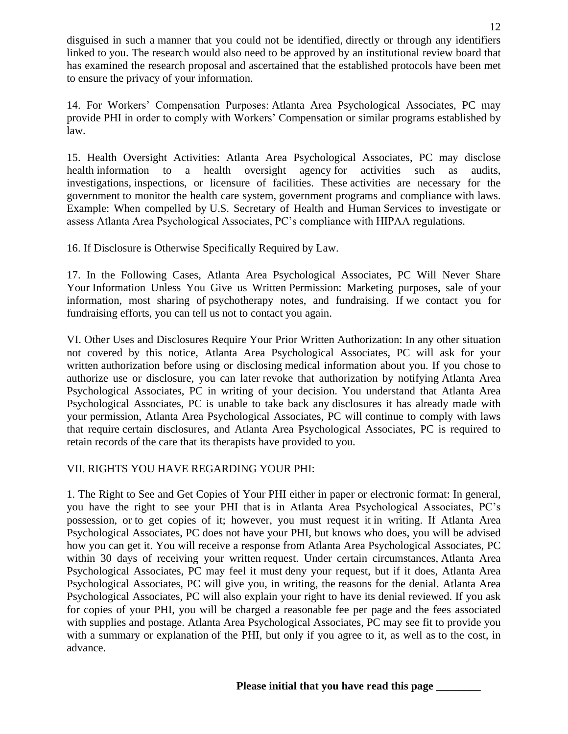disguised in such a manner that you could not be identified, directly or through any identifiers linked to you. The research would also need to be approved by an institutional review board that has examined the research proposal and ascertained that the established protocols have been met to ensure the privacy of your information.

14. For Workers' Compensation Purposes: Atlanta Area Psychological Associates, PC may provide PHI in order to comply with Workers' Compensation or similar programs established by law.

15. Health Oversight Activities: Atlanta Area Psychological Associates, PC may disclose health information to a health oversight agency for activities such as audits, investigations, inspections, or licensure of facilities. These activities are necessary for the government to monitor the health care system, government programs and compliance with laws. Example: When compelled by U.S. Secretary of Health and Human Services to investigate or assess Atlanta Area Psychological Associates, PC's compliance with HIPAA regulations.

16. If Disclosure is Otherwise Specifically Required by Law.

17. In the Following Cases, Atlanta Area Psychological Associates, PC Will Never Share Your Information Unless You Give us Written Permission: Marketing purposes, sale of your information, most sharing of psychotherapy notes, and fundraising. If we contact you for fundraising efforts, you can tell us not to contact you again.

VI. Other Uses and Disclosures Require Your Prior Written Authorization: In any other situation not covered by this notice, Atlanta Area Psychological Associates, PC will ask for your written authorization before using or disclosing medical information about you. If you chose to authorize use or disclosure, you can later revoke that authorization by notifying Atlanta Area Psychological Associates, PC in writing of your decision. You understand that Atlanta Area Psychological Associates, PC is unable to take back any disclosures it has already made with your permission, Atlanta Area Psychological Associates, PC will continue to comply with laws that require certain disclosures, and Atlanta Area Psychological Associates, PC is required to retain records of the care that its therapists have provided to you.

VII. RIGHTS YOU HAVE REGARDING YOUR PHI:

1. The Right to See and Get Copies of Your PHI either in paper or electronic format: In general, you have the right to see your PHI that is in Atlanta Area Psychological Associates, PC's possession, or to get copies of it; however, you must request it in writing. If Atlanta Area Psychological Associates, PC does not have your PHI, but knows who does, you will be advised how you can get it. You will receive a response from Atlanta Area Psychological Associates, PC within 30 days of receiving your written request. Under certain circumstances, Atlanta Area Psychological Associates, PC may feel it must deny your request, but if it does, Atlanta Area Psychological Associates, PC will give you, in writing, the reasons for the denial. Atlanta Area Psychological Associates, PC will also explain your right to have its denial reviewed. If you ask for copies of your PHI, you will be charged a reasonable fee per page and the fees associated with supplies and postage. Atlanta Area Psychological Associates, PC may see fit to provide you with a summary or explanation of the PHI, but only if you agree to it, as well as to the cost, in advance.

**Please initial that you have read this page ________**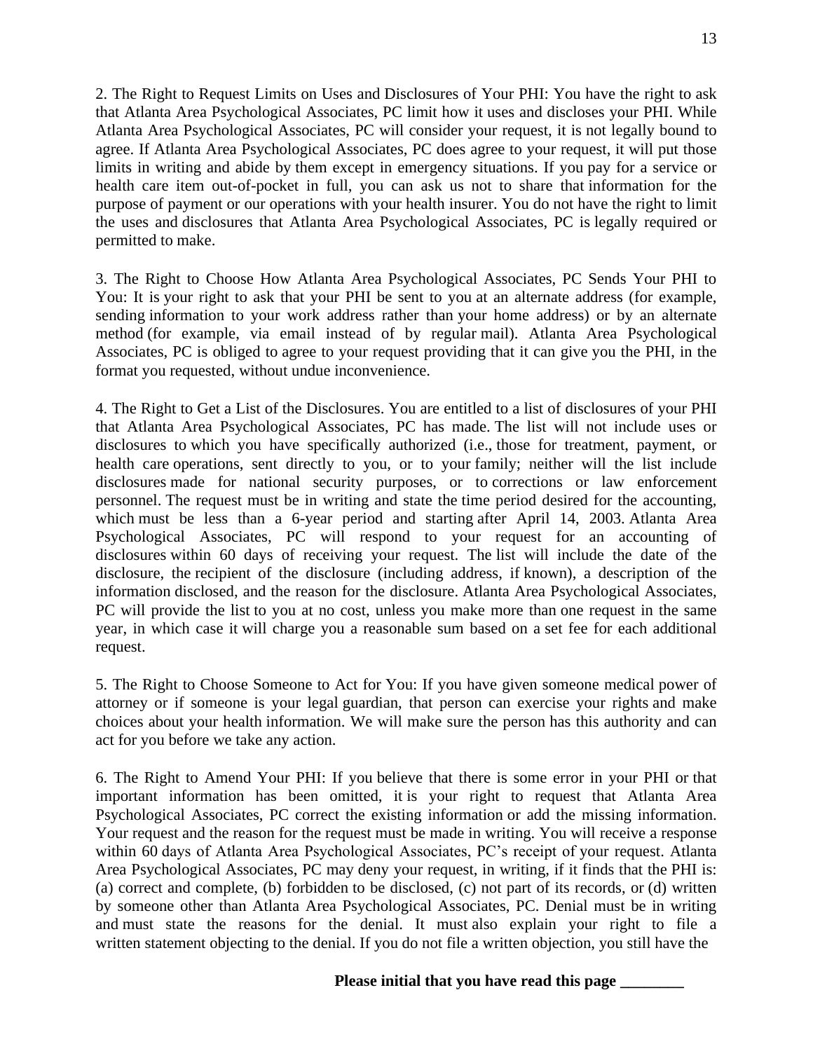2. The Right to Request Limits on Uses and Disclosures of Your PHI: You have the right to ask that Atlanta Area Psychological Associates, PC limit how it uses and discloses your PHI. While Atlanta Area Psychological Associates, PC will consider your request, it is not legally bound to agree. If Atlanta Area Psychological Associates, PC does agree to your request, it will put those limits in writing and abide by them except in emergency situations. If you pay for a service or health care item out-of-pocket in full, you can ask us not to share that information for the purpose of payment or our operations with your health insurer. You do not have the right to limit the uses and disclosures that Atlanta Area Psychological Associates, PC is legally required or permitted to make.

3. The Right to Choose How Atlanta Area Psychological Associates, PC Sends Your PHI to You: It is your right to ask that your PHI be sent to you at an alternate address (for example, sending information to your work address rather than your home address) or by an alternate method (for example, via email instead of by regular mail). Atlanta Area Psychological Associates, PC is obliged to agree to your request providing that it can give you the PHI, in the format you requested, without undue inconvenience.

4. The Right to Get a List of the Disclosures. You are entitled to a list of disclosures of your PHI that Atlanta Area Psychological Associates, PC has made. The list will not include uses or disclosures to which you have specifically authorized (i.e., those for treatment, payment, or health care operations, sent directly to you, or to your family; neither will the list include disclosures made for national security purposes, or to corrections or law enforcement personnel. The request must be in writing and state the time period desired for the accounting, which must be less than a 6-year period and starting after April 14, 2003. Atlanta Area Psychological Associates, PC will respond to your request for an accounting of disclosures within 60 days of receiving your request. The list will include the date of the disclosure, the recipient of the disclosure (including address, if known), a description of the information disclosed, and the reason for the disclosure. Atlanta Area Psychological Associates, PC will provide the list to you at no cost, unless you make more than one request in the same year, in which case it will charge you a reasonable sum based on a set fee for each additional request.

5. The Right to Choose Someone to Act for You: If you have given someone medical power of attorney or if someone is your legal guardian, that person can exercise your rights and make choices about your health information. We will make sure the person has this authority and can act for you before we take any action.

6. The Right to Amend Your PHI: If you believe that there is some error in your PHI or that important information has been omitted, it is your right to request that Atlanta Area Psychological Associates, PC correct the existing information or add the missing information. Your request and the reason for the request must be made in writing. You will receive a response within 60 days of Atlanta Area Psychological Associates, PC's receipt of your request. Atlanta Area Psychological Associates, PC may deny your request, in writing, if it finds that the PHI is: (a) correct and complete, (b) forbidden to be disclosed, (c) not part of its records, or (d) written by someone other than Atlanta Area Psychological Associates, PC. Denial must be in writing and must state the reasons for the denial. It must also explain your right to file a written statement objecting to the denial. If you do not file a written objection, you still have the

**Please initial that you have read this page ________**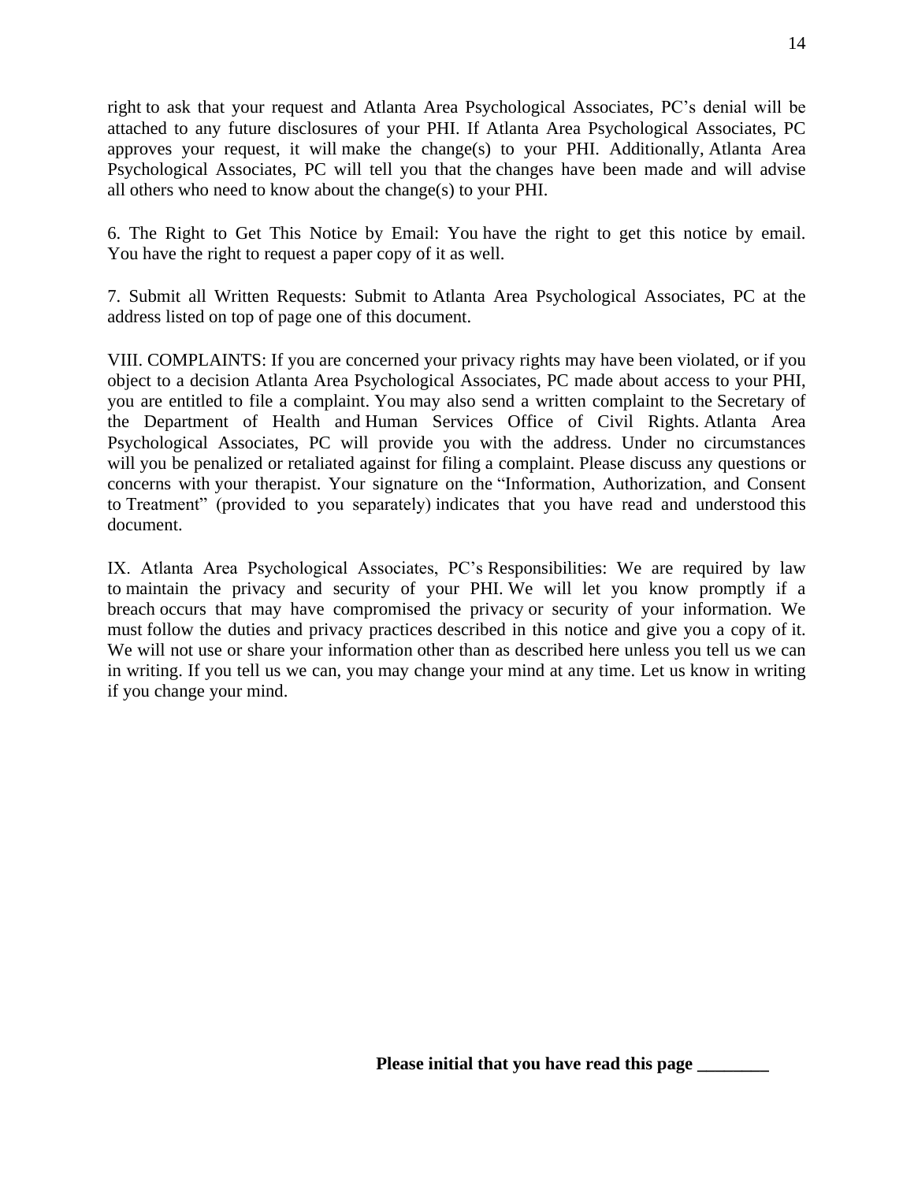right to ask that your request and Atlanta Area Psychological Associates, PC's denial will be attached to any future disclosures of your PHI. If Atlanta Area Psychological Associates, PC approves your request, it will make the change(s) to your PHI. Additionally, Atlanta Area Psychological Associates, PC will tell you that the changes have been made and will advise all others who need to know about the change(s) to your PHI.

6. The Right to Get This Notice by Email: You have the right to get this notice by email. You have the right to request a paper copy of it as well.

7. Submit all Written Requests: Submit to Atlanta Area Psychological Associates, PC at the address listed on top of page one of this document.

VIII. COMPLAINTS: If you are concerned your privacy rights may have been violated, or if you object to a decision Atlanta Area Psychological Associates, PC made about access to your PHI, you are entitled to file a complaint. You may also send a written complaint to the Secretary of the Department of Health and Human Services Office of Civil Rights. Atlanta Area Psychological Associates, PC will provide you with the address. Under no circumstances will you be penalized or retaliated against for filing a complaint. Please discuss any questions or concerns with your therapist. Your signature on the "Information, Authorization, and Consent to Treatment" (provided to you separately) indicates that you have read and understood this document.

IX. Atlanta Area Psychological Associates, PC's Responsibilities: We are required by law to maintain the privacy and security of your PHI. We will let you know promptly if a breach occurs that may have compromised the privacy or security of your information. We must follow the duties and privacy practices described in this notice and give you a copy of it. We will not use or share your information other than as described here unless you tell us we can in writing. If you tell us we can, you may change your mind at any time. Let us know in writing if you change your mind.

**Please initial that you have read this page ________**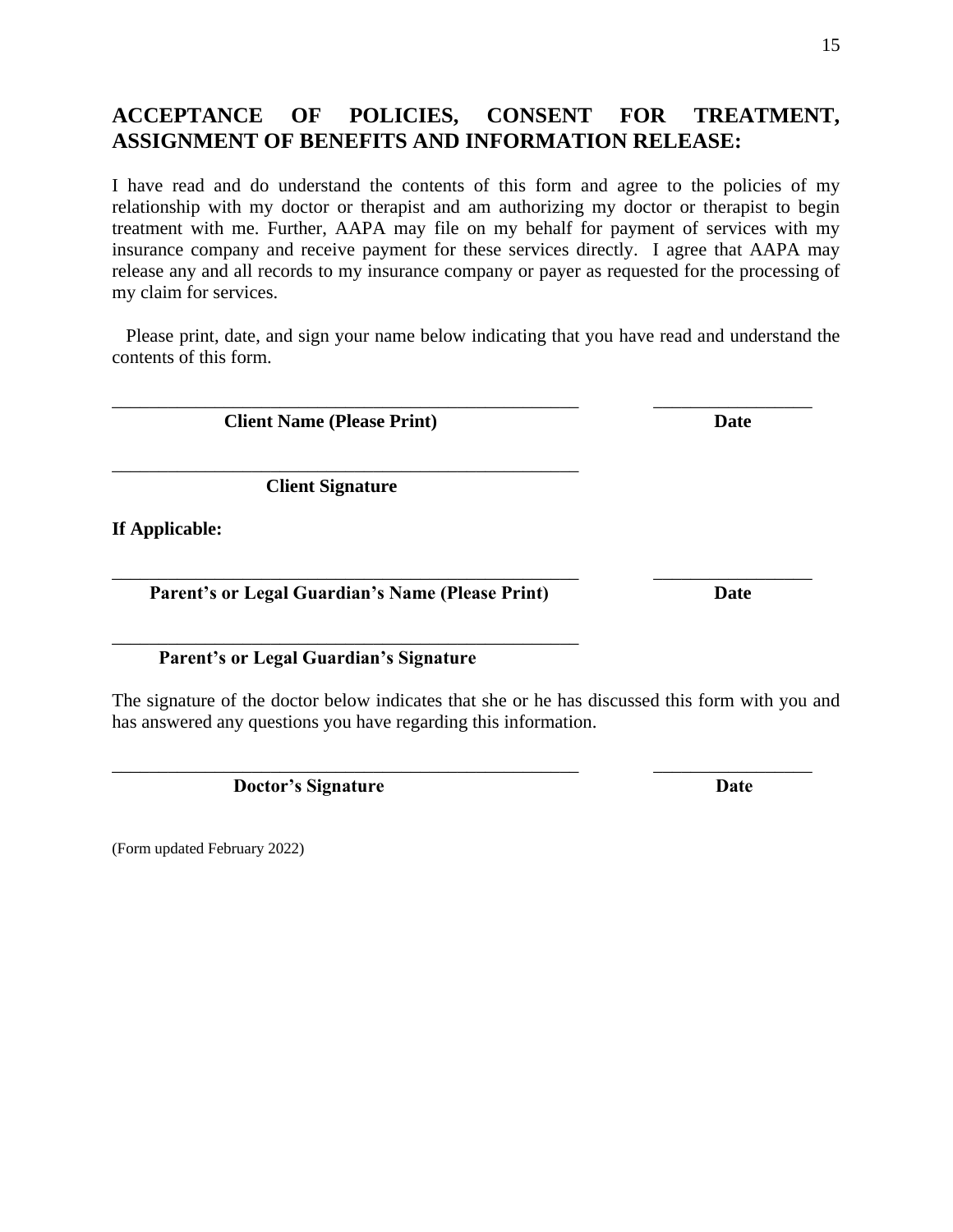## ACCEPTANCE OF POLICIES, CONSENT FOR TREATMENT, ASSIGNMENT OF BENEFITS AND INFORMATION RELEASE:

I have read and do understand the contents of this form and agree to the policies of my relationship with my doctor or therapist and am authorizing my doctor or therapist to begin treatment with me. Further, AAPA may file on my behalf for payment of services with my insurance company and receive payment for these services directly. I agree that AAPA may release any and all records to my insurance company or payer as requested for the processing of my claim for services.

Please print, date, and sign your name below indicating that you have read and understand the contents of this form.

\_\_\_\_\_\_\_\_\_\_\_\_\_\_\_\_\_\_\_\_\_\_\_\_\_\_\_\_\_\_\_\_\_\_\_\_\_\_\_\_\_\_\_\_\_\_\_\_\_\_ \_\_\_\_\_\_\_\_\_\_\_\_\_\_\_\_\_

**Client Name (Please Print)** **Date**

\_\_\_\_\_\_\_\_\_\_\_\_\_\_\_\_\_\_\_\_\_\_\_\_\_\_\_\_\_\_\_\_\_\_\_\_\_\_\_\_\_\_\_\_\_\_\_\_\_\_

**Client Signature**

**If Applicable:**

\_\_\_\_\_\_\_\_\_\_\_\_\_\_\_\_\_\_\_\_\_\_\_\_\_\_\_\_\_\_\_\_\_\_\_\_\_\_\_\_\_\_\_\_\_\_\_\_\_\_ \_\_\_\_\_\_\_\_\_\_\_\_\_\_\_\_\_

**Parent's or Legal Guardian's Name (Please Print)** **Date**

\_\_\_\_\_\_\_\_\_\_\_\_\_\_\_\_\_\_\_\_\_\_\_\_\_\_\_\_\_\_\_\_\_\_\_\_\_\_\_\_\_\_\_\_\_\_\_\_\_\_

**Parent's or Legal Guardian's Signature**

The signature of the doctor below indicates that she or he has discussed this form with you and has answered any questions you have regarding this information.

\_\_\_\_\_\_\_\_\_\_\_\_\_\_\_\_\_\_\_\_\_\_\_\_\_\_\_\_\_\_\_\_\_\_\_\_\_\_\_\_\_\_\_\_\_\_\_\_\_\_ \_\_\_\_\_\_\_\_\_\_\_\_\_\_\_\_\_

**Doctor's Signature** **Date**

(Form updated February 2022)